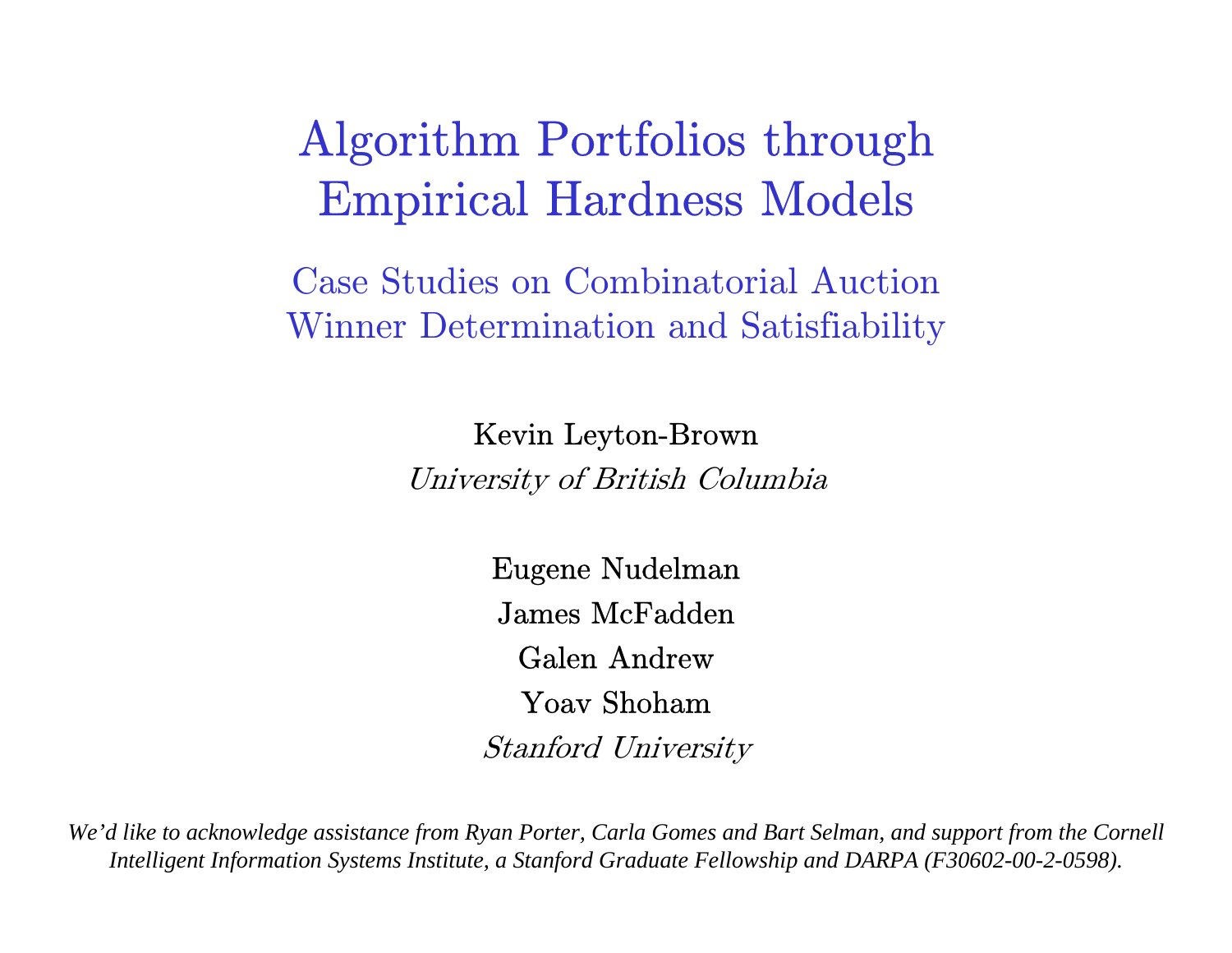# Algorithm Portfolios through Empirical Hardness Models

## Case Studies on Combinatorial Auction Winner Determination and Satisfiability

Kevin Leyton-Brown
*University of British Columbia*

Eugene Nudelman
James McFadden
Galen Andrew
Yoav Shoham
*Stanford University*

*We'd like to acknowledge assistance from Ryan Porter, Carla Gomes and Bart Selman, and support from the Cornell Intelligent Information Systems Institute, a Stanford Graduate Fellowship and DARPA (F30602-00-2-0598).*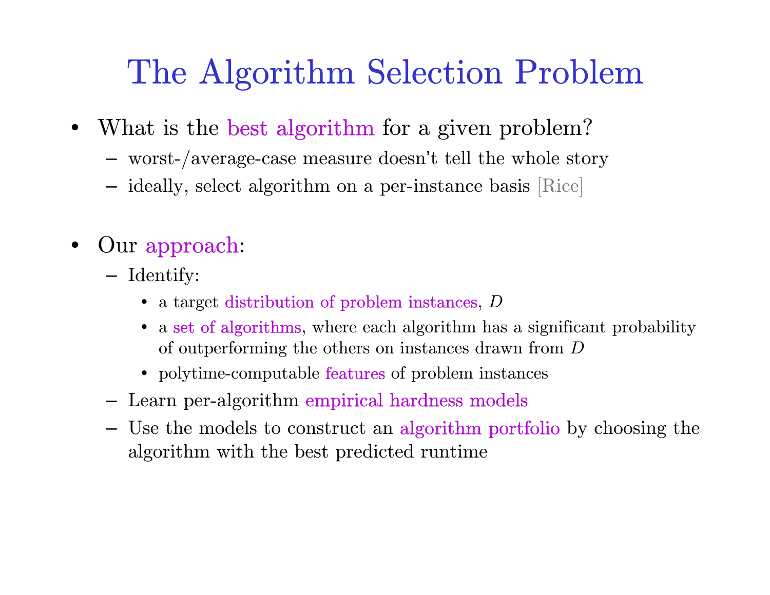# The Algorithm Selection Problem

- What is the best algorithm for a given problem?
  - worst-/average-case measure doesn't tell the whole story
  - ideally, select algorithm on a per-instance basis [Rice]

- Our approach:
  - Identify:
    - a target distribution of problem instances, $D$
    - a set of algorithms, where each algorithm has a significant probability of outperforming the others on instances drawn from $D$
    - polytime-computable features of problem instances
  - Learn per-algorithm empirical hardness models
  - Use the models to construct an algorithm portfolio by choosing the algorithm with the best predicted runtime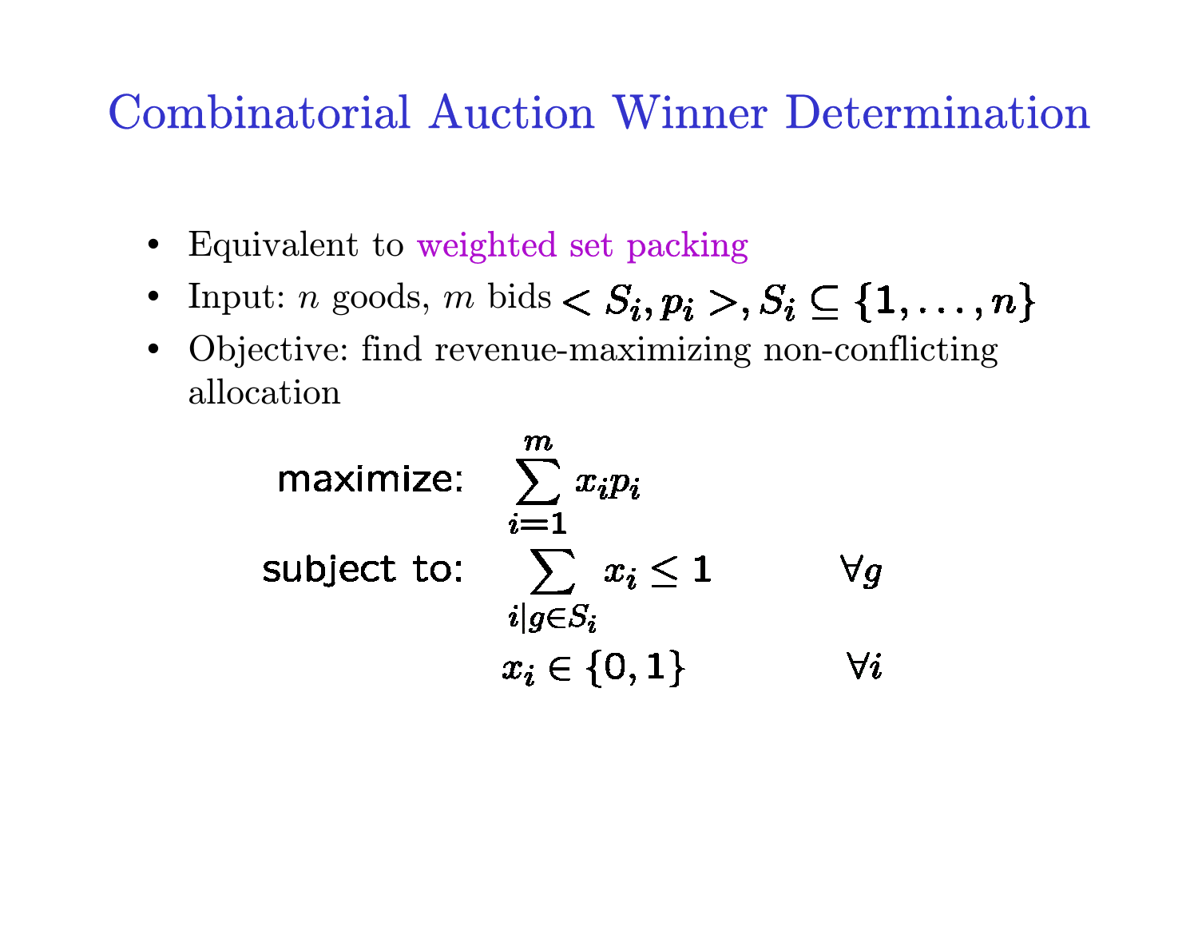# Combinatorial Auction Winner Determination

- Equivalent to weighted set packing
- Input: $n$ goods, $m$ bids $< S_i, p_i >, S_i \subseteq \{1, \ldots, n\}$
- Objective: find revenue-maximizing non-conflicting allocation

$$
\begin{aligned}
\text{maximize:} \quad & \sum_{i=1}^{m} x_i p_i \\
\text{subject to:} \quad & \sum_{i \mid g \in S_i} x_i \leq 1 & \forall g \\
& x_i \in \{0, 1\} & \forall i
\end{aligned}
$$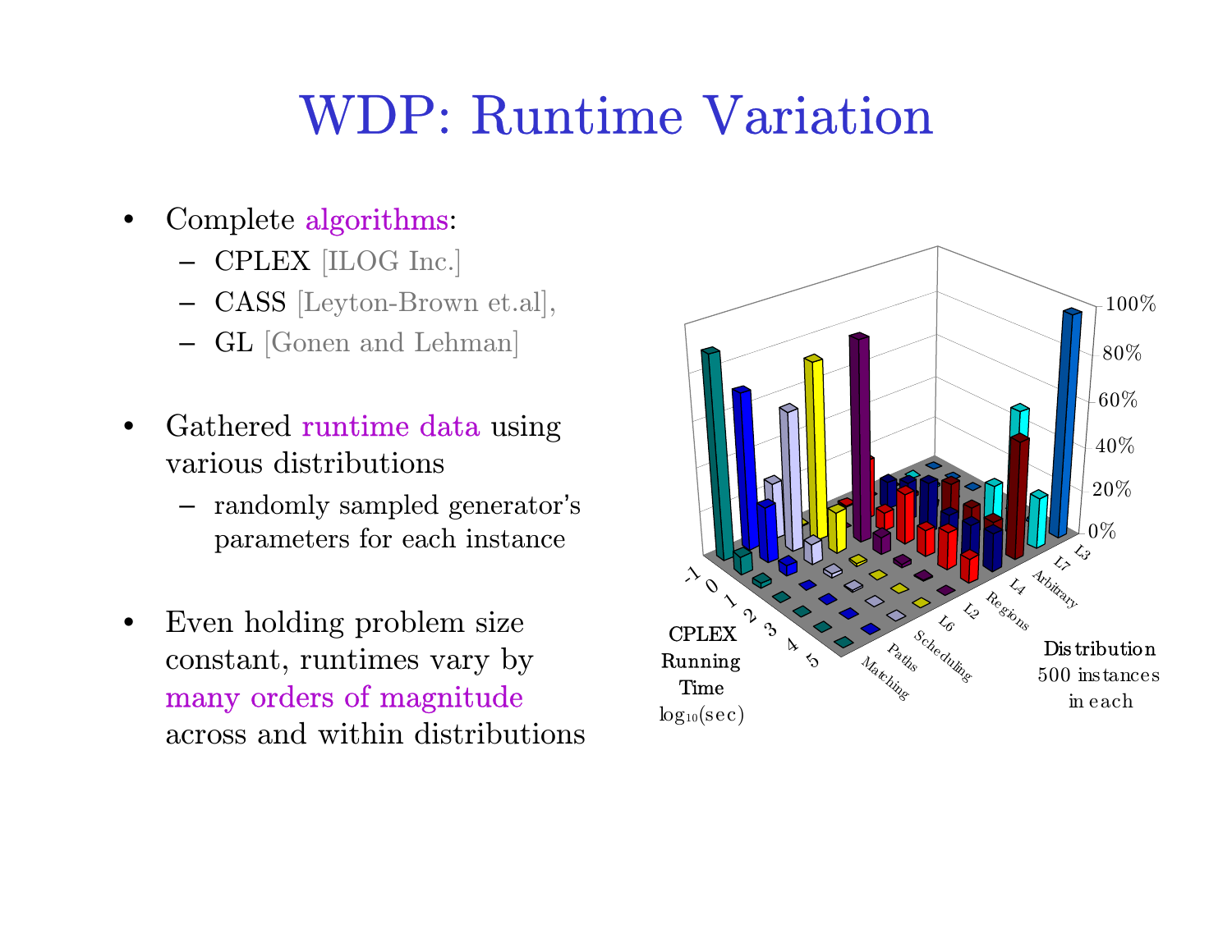# WDP: Runtime Variation

- Complete algorithms:
  - CPLEX [ILOG Inc.]
  - CASS [Leyton-Brown et.al],
  - GL [Gonen and Lehman]
- Gathered runtime data using various distributions
  - randomly sampled generator's parameters for each instance
- Even holding problem size constant, runtimes vary by many orders of magnitude across and within distributions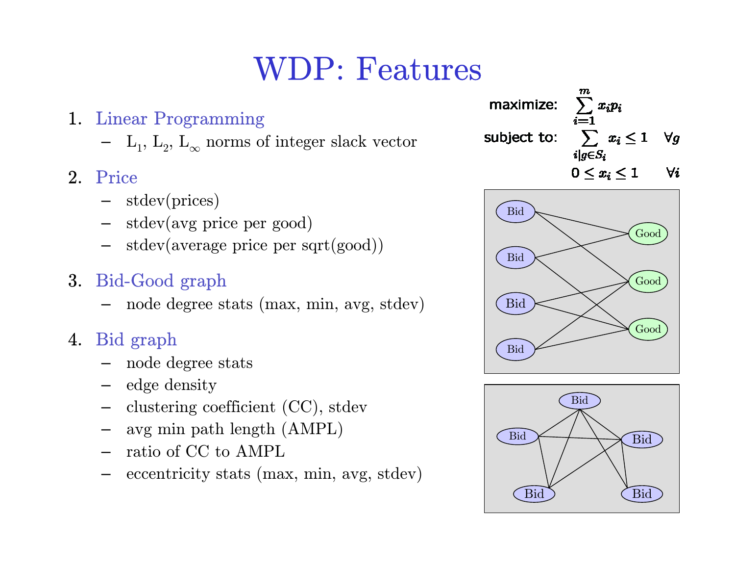# WDP: Features

1. Linear Programming
   - $L_1$, $L_2$, $L_\infty$ norms of integer slack vector
2. Price
   - stdev(prices)
   - stdev(avg price per good)
   - stdev(average price per sqrt(good))
3. Bid-Good graph
   - node degree stats (max, min, avg, stdev)
4. Bid graph
   - node degree stats
   - edge density
   - clustering coefficient (CC), stdev
   - avg min path length (AMPL)
   - ratio of CC to AMPL
   - eccentricity stats (max, min, avg, stdev)

$$
\begin{aligned}
\text{maximize:} \quad & \sum_{i=1}^{m} x_i p_i \\
\text{subject to:} \quad & \sum_{i \mid g \in S_i} x_i \leq 1 \quad \forall g \\
& 0 \leq x_i \leq 1 \quad \forall i
\end{aligned}
$$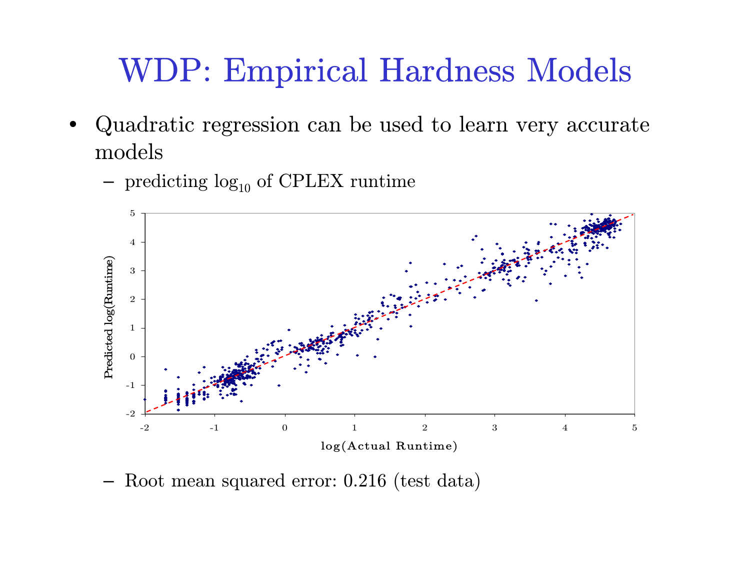# WDP: Empirical Hardness Models

- Quadratic regression can be used to learn very accurate models
  - predicting $\log_{10}$ of CPLEX runtime
  - Root mean squared error: 0.216 (test data)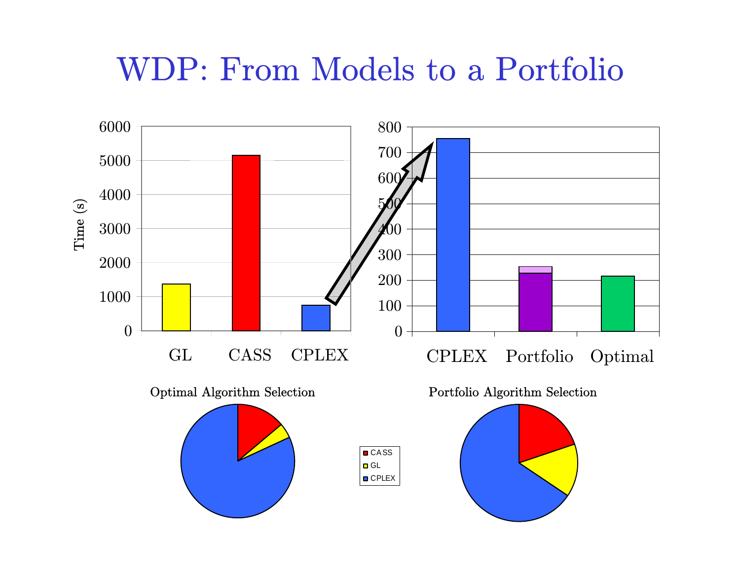# WDP: From Models to a Portfolio

Time (s)

6000
5000
4000
3000
2000
1000
0

GL CASS CPLEX

800
700
600
500
400
300
200
100
0

CPLEX Portfolio Optimal

Optimal Algorithm Selection

Portfolio Algorithm Selection

CASS
GL
CPLEX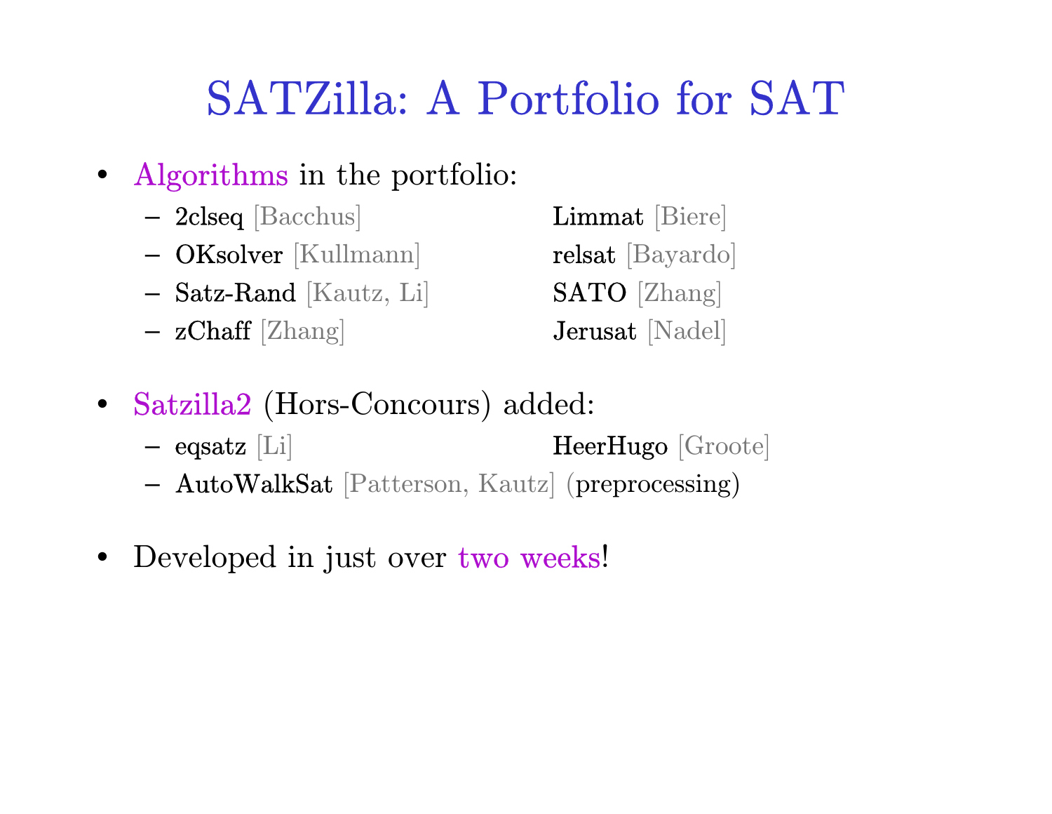# SATZilla: A Portfolio for SAT

- Algorithms in the portfolio:
  - 2clseq [Bacchus]
  - Limmat [Biere]
  - OKsolver [Kullmann]
  - relsat [Bayardo]
  - Satz-Rand [Kautz, Li]
  - SATO [Zhang]
  - zChaff [Zhang]
  - Jerusat [Nadel]
- Satzilla2 (Hors-Concours) added:
  - eqsatz [Li]
  - HeerHugo [Groote]
  - AutoWalkSat [Patterson, Kautz] (preprocessing)
- Developed in just over two weeks!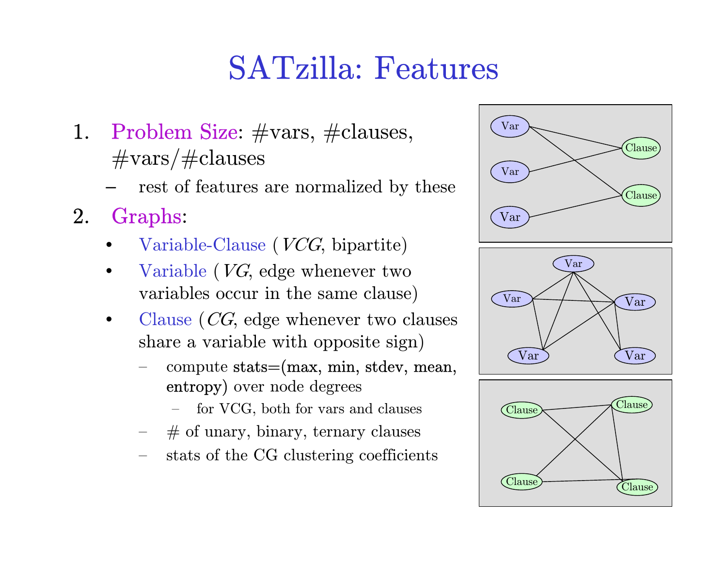# SATzilla: Features

1. Problem Size: #vars, #clauses, #vars/#clauses
   - rest of features are normalized by these
2. Graphs:
   - Variable-Clause (*VCG*, bipartite)
   - Variable (*VG*, edge whenever two variables occur in the same clause)
   - Clause (*CG*, edge whenever two clauses share a variable with opposite sign)
     - compute stats=(max, min, stdev, mean, entropy) over node degrees
       - for VCG, both for vars and clauses
     - # of unary, binary, ternary clauses
     - stats of the CG clustering coefficients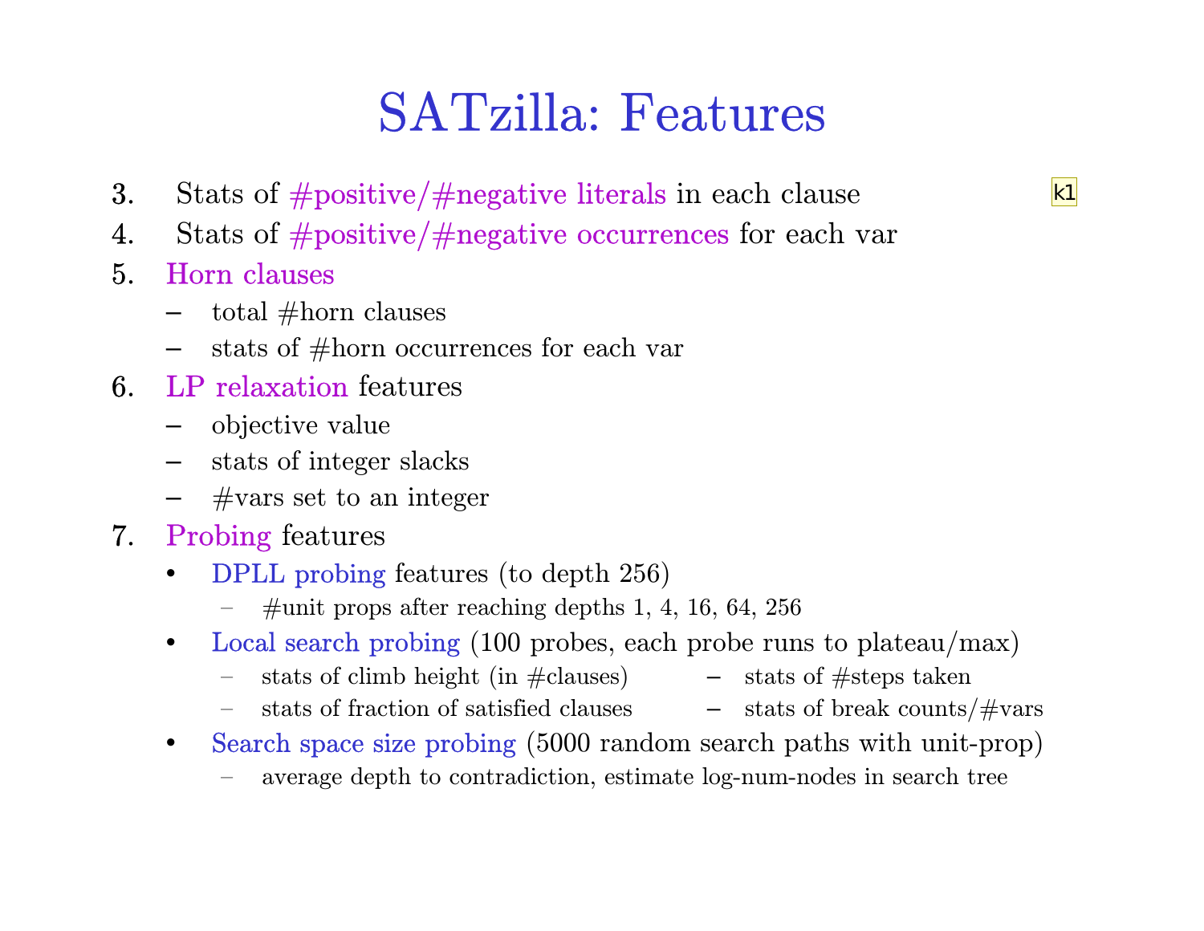# SATzilla: Features

3. Stats of #positive/#negative literals in each clause
4. Stats of #positive/#negative occurrences for each var
5. Horn clauses
   - total #horn clauses
   - stats of #horn occurrences for each var
6. LP relaxation features
   - objective value
   - stats of integer slacks
   - #vars set to an integer
7. Probing features
   - DPLL probing features (to depth 256)
     - #unit props after reaching depths 1, 4, 16, 64, 256
   - Local search probing (100 probes, each probe runs to plateau/max)
     - stats of climb height (in #clauses)
     - stats of fraction of satisfied clauses
     - stats of #steps taken
     - stats of break counts/#vars
   - Search space size probing (5000 random search paths with unit-prop)
     - average depth to contradiction, estimate log-num-nodes in search tree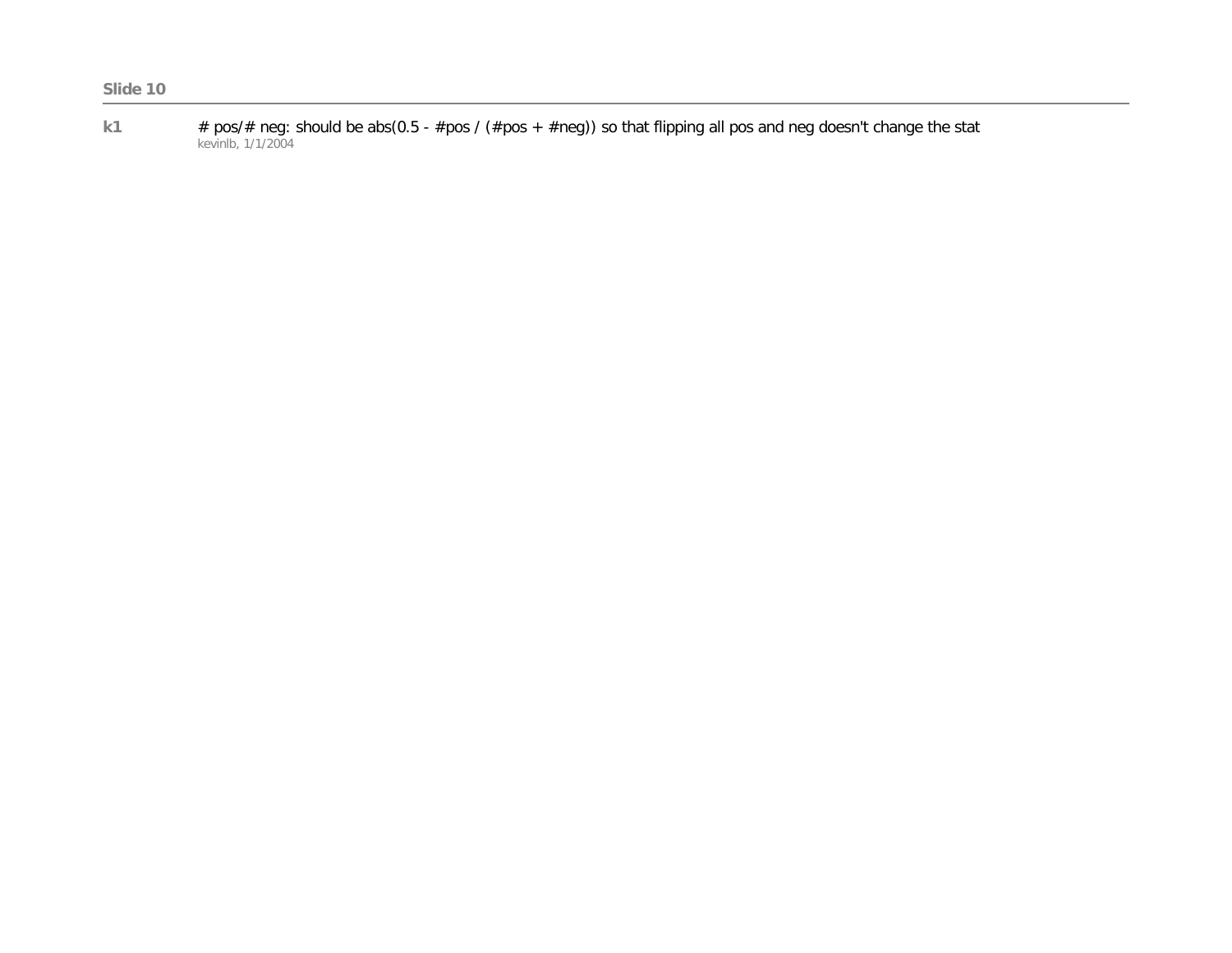**Slide 10**

**k1** # pos/# neg: should be abs(0.5 - #pos / (#pos + #neg)) so that flipping all pos and neg doesn't change the stat
kevinlb, 1/1/2004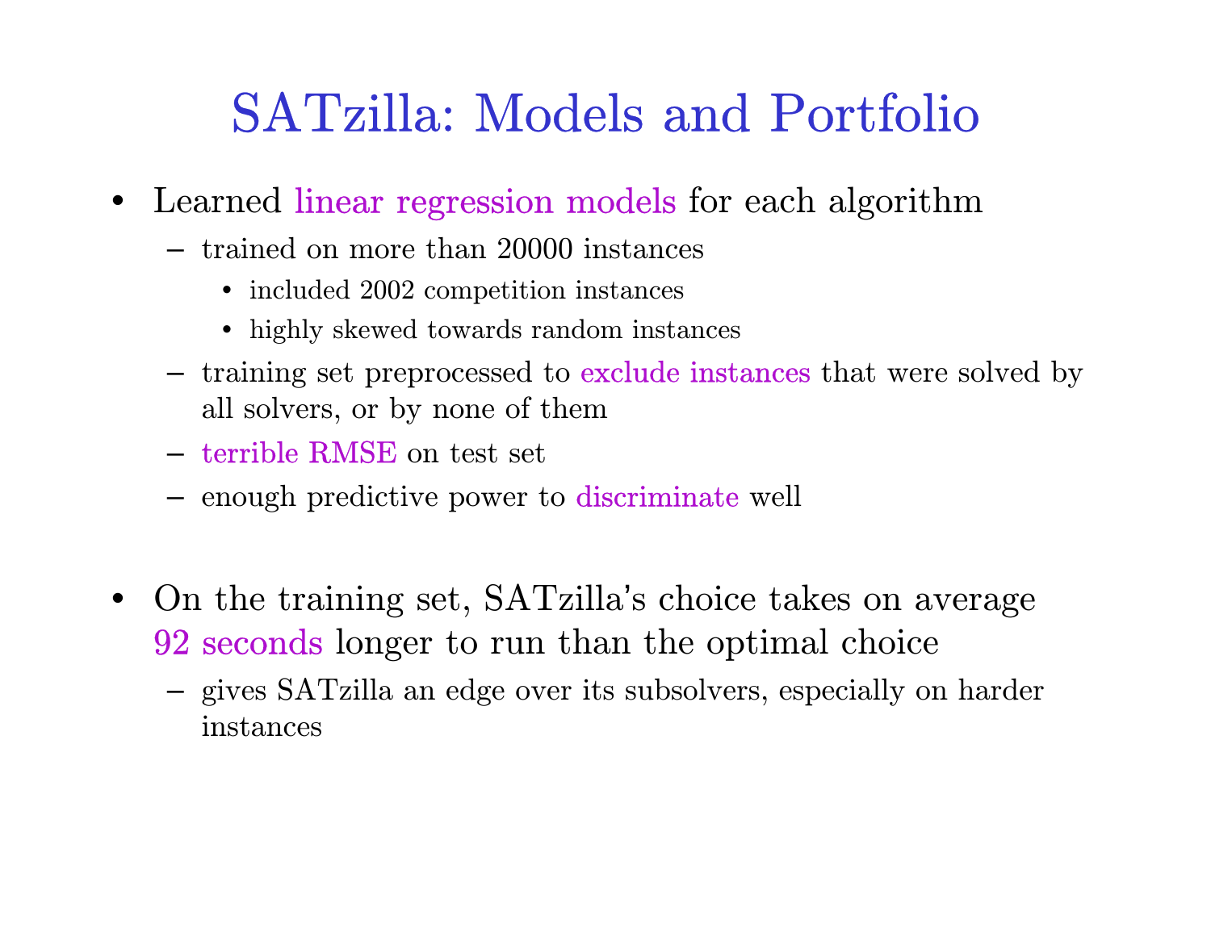# SATzilla: Models and Portfolio

- Learned linear regression models for each algorithm
  - trained on more than 20000 instances
    - included 2002 competition instances
    - highly skewed towards random instances
  - training set preprocessed to exclude instances that were solved by all solvers, or by none of them
  - terrible RMSE on test set
  - enough predictive power to discriminate well

- On the training set, SATzilla's choice takes on average 92 seconds longer to run than the optimal choice
  - gives SATzilla an edge over its subsolvers, especially on harder instances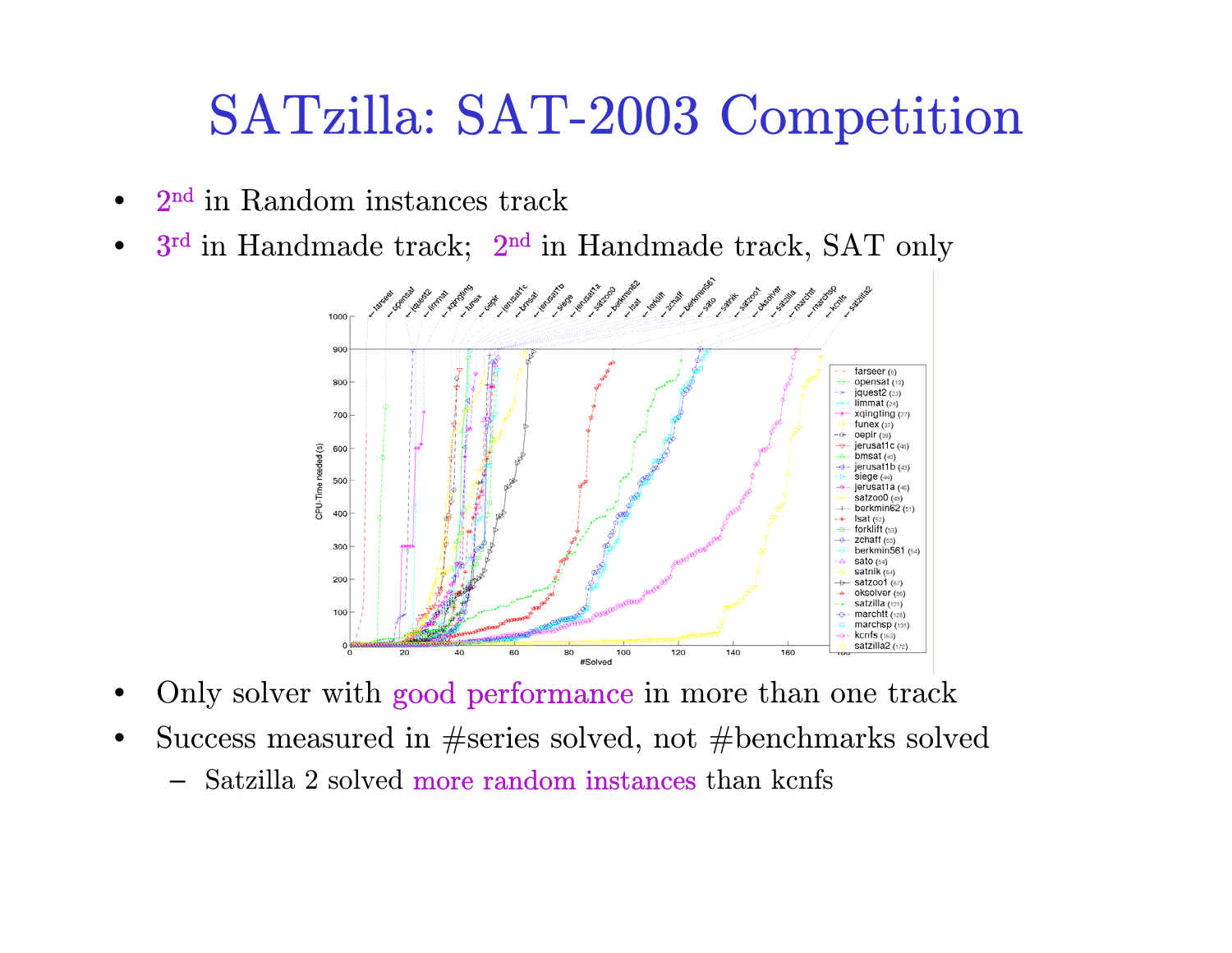# SATzilla: SAT-2003 Competition

- 2nd in Random instances track
- 3rd in Handmade track; 2nd in Handmade track, SAT only

- Only solver with good performance in more than one track
- Success measured in #series solved, not #benchmarks solved
  - Satzilla 2 solved more random instances than kcnfs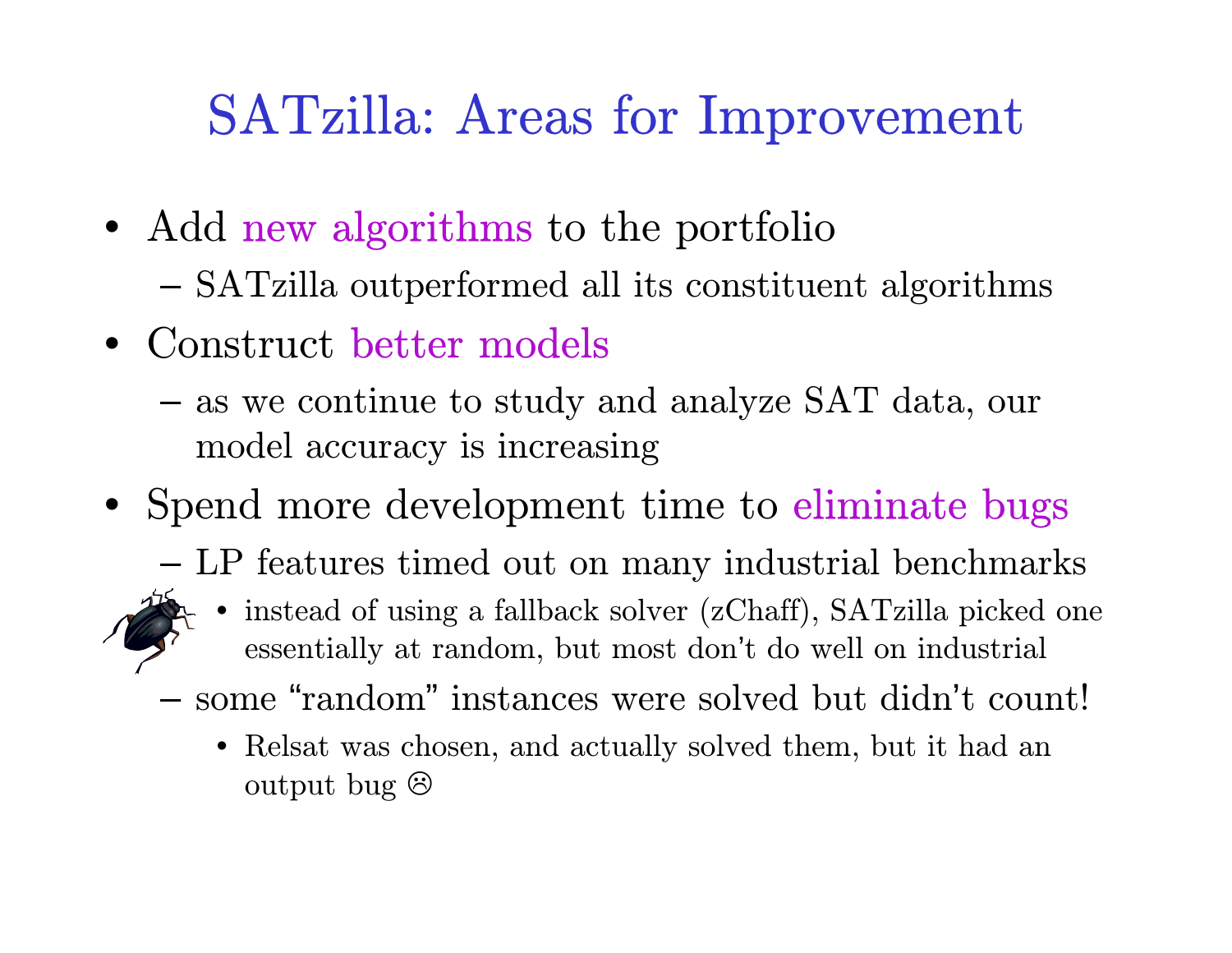# SATzilla: Areas for Improvement

- Add new algorithms to the portfolio
  - SATzilla outperformed all its constituent algorithms
- Construct better models
  - as we continue to study and analyze SAT data, our model accuracy is increasing
- Spend more development time to eliminate bugs
  - LP features timed out on many industrial benchmarks
    - instead of using a fallback solver (zChaff), SATzilla picked one essentially at random, but most don't do well on industrial
  - some "random" instances were solved but didn't count!
    - Relsat was chosen, and actually solved them, but it had an output bug ☹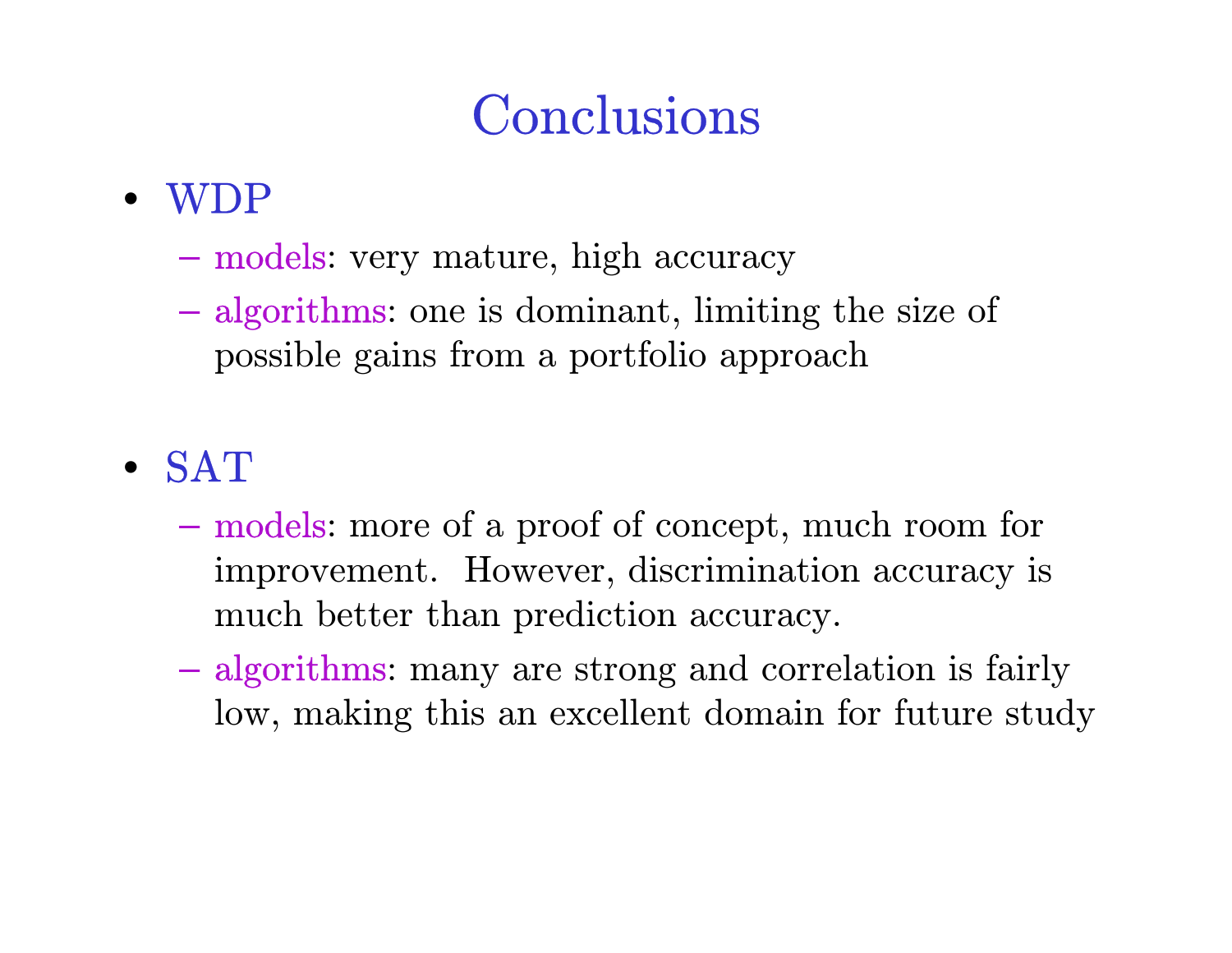# Conclusions

- WDP
  - models: very mature, high accuracy
  - algorithms: one is dominant, limiting the size of possible gains from a portfolio approach

- SAT
  - models: more of a proof of concept, much room for improvement. However, discrimination accuracy is much better than prediction accuracy.
  - algorithms: many are strong and correlation is fairly low, making this an excellent domain for future study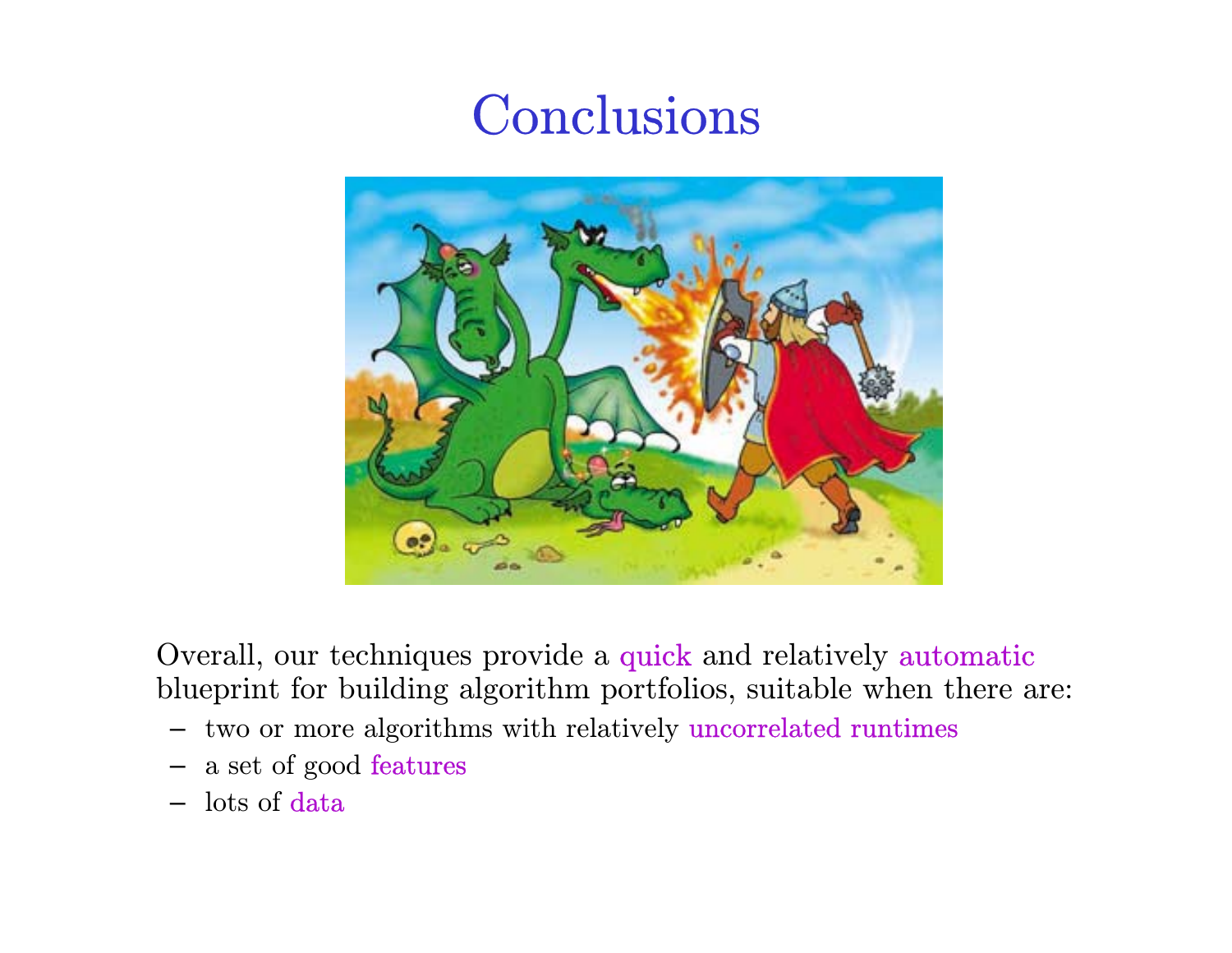# Conclusions

Overall, our techniques provide a quick and relatively automatic blueprint for building algorithm portfolios, suitable when there are:

- two or more algorithms with relatively uncorrelated runtimes
- a set of good features
- lots of data